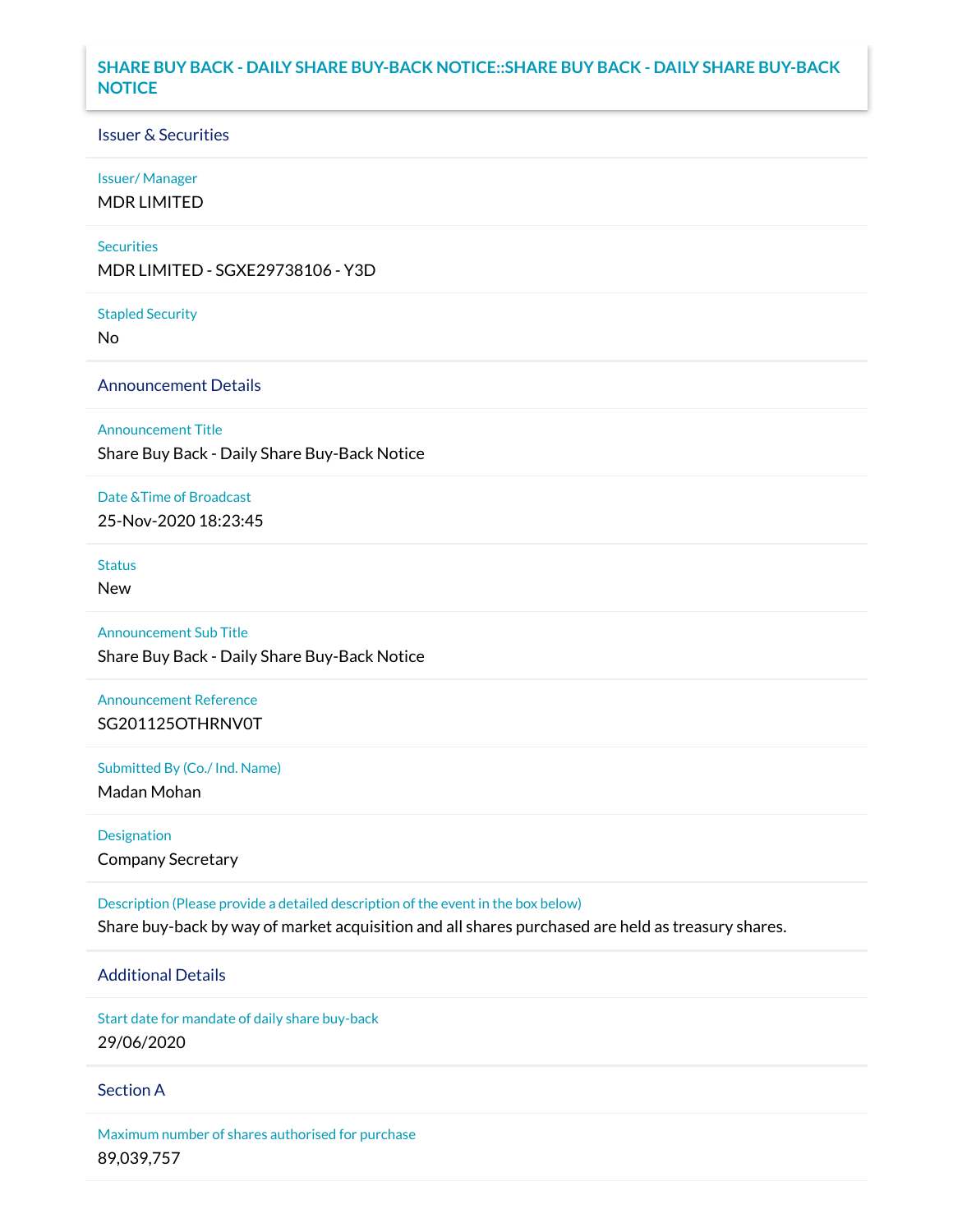# SHARE BUY BACK - DAILY SHARE BUY-BACK NOTICE::SHARE BUY BACK - DAILY SHARE BUY-BACK NOTICE

## Issuer & Securities

**Issuer/ Manager**
MDR LIMITED

**Securities**
MDR LIMITED - SGXE29738106 - Y3D

**Stapled Security**
No

## Announcement Details

**Announcement Title**
Share Buy Back - Daily Share Buy-Back Notice

**Date &Time of Broadcast**
25-Nov-2020 18:23:45

**Status**
New

**Announcement Sub Title**
Share Buy Back - Daily Share Buy-Back Notice

**Announcement Reference**
SG201125OTHRNV0T

**Submitted By (Co./ Ind. Name)**
Madan Mohan

**Designation**
Company Secretary

**Description (Please provide a detailed description of the event in the box below)**
Share buy-back by way of market acquisition and all shares purchased are held as treasury shares.

## Additional Details

**Start date for mandate of daily share buy-back**
29/06/2020

## Section A

**Maximum number of shares authorised for purchase**
89,039,757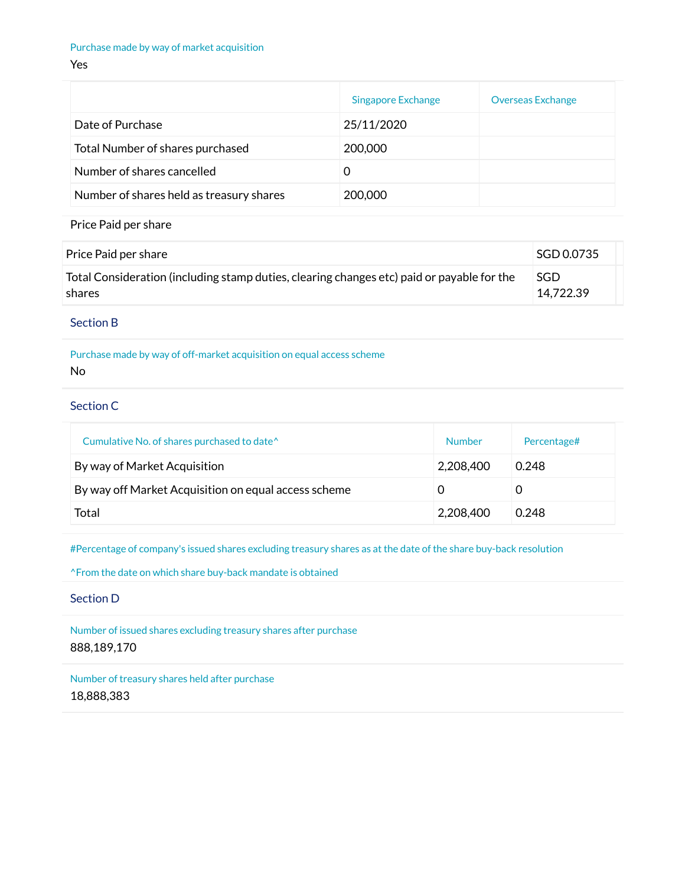Purchase made by way of market acquisition

Yes

| | Singapore Exchange | Overseas Exchange |
|---|---|---|
| Date of Purchase | 25/11/2020 | |
| Total Number of shares purchased | 200,000 | |
| Number of shares cancelled | 0 | |
| Number of shares held as treasury shares | 200,000 | |

Price Paid per share

| | |
|---|---|
| Price Paid per share | SGD 0.0735 |
| Total Consideration (including stamp duties, clearing changes etc) paid or payable for the shares | SGD 14,722.39 |

## Section B

Purchase made by way of off-market acquisition on equal access scheme

No

## Section C

| Cumulative No. of shares purchased to date^ | Number | Percentage# |
|---|---|---|
| By way of Market Acquisition | 2,208,400 | 0.248 |
| By way off Market Acquisition on equal access scheme | 0 | 0 |
| Total | 2,208,400 | 0.248 |

#Percentage of company's issued shares excluding treasury shares as at the date of the share buy-back resolution

^From the date on which share buy-back mandate is obtained

## Section D

Number of issued shares excluding treasury shares after purchase

888,189,170

Number of treasury shares held after purchase

18,888,383